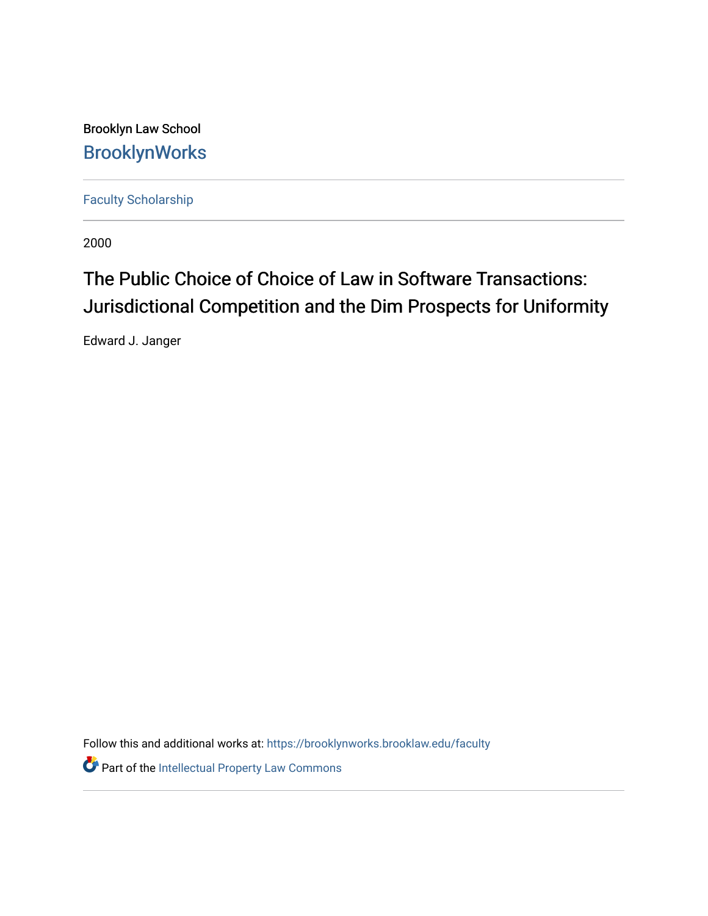Brooklyn Law School

BrooklynWorks

---

Faculty Scholarship

---

2000

# The Public Choice of Choice of Law in Software Transactions: Jurisdictional Competition and the Dim Prospects for Uniformity

Edward J. Janger

Follow this and additional works at: https://brooklynworks.brooklaw.edu/faculty

Part of the Intellectual Property Law Commons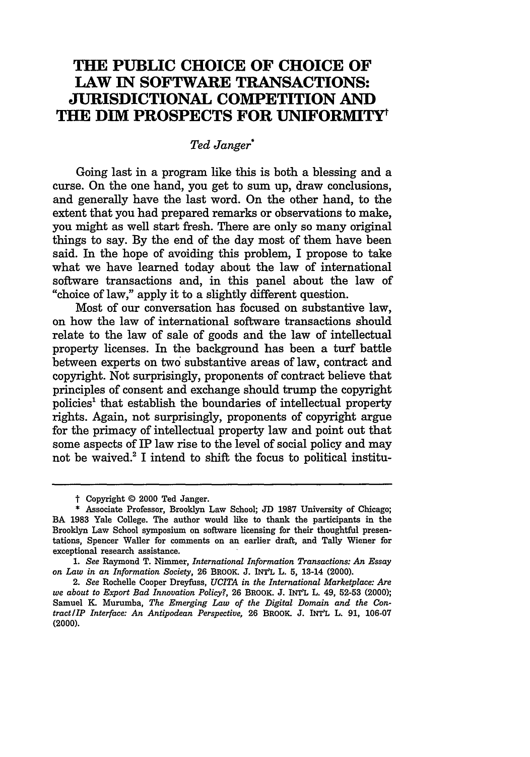# THE PUBLIC CHOICE OF CHOICE OF LAW IN SOFTWARE TRANSACTIONS: JURISDICTIONAL COMPETITION AND THE DIM PROSPECTS FOR UNIFORMITY[†]

*Ted Janger*[*]

Going last in a program like this is both a blessing and a curse. On the one hand, you get to sum up, draw conclusions, and generally have the last word. On the other hand, to the extent that you had prepared remarks or observations to make, you might as well start fresh. There are only so many original things to say. By the end of the day most of them have been said. In the hope of avoiding this problem, I propose to take what we have learned today about the law of international software transactions and, in this panel about the law of "choice of law," apply it to a slightly different question.

Most of our conversation has focused on substantive law, on how the law of international software transactions should relate to the law of sale of goods and the law of intellectual property licenses. In the background has been a turf battle between experts on two substantive areas of law, contract and copyright. Not surprisingly, proponents of contract believe that principles of consent and exchange should trump the copyright policies[1] that establish the boundaries of intellectual property rights. Again, not surprisingly, proponents of copyright argue for the primacy of intellectual property law and point out that some aspects of IP law rise to the level of social policy and may not be waived.[2] I intend to shift the focus to political institu-

---

† Copyright © 2000 Ted Janger.

\* Associate Professor, Brooklyn Law School; JD 1987 University of Chicago; BA 1983 Yale College. The author would like to thank the participants in the Brooklyn Law School symposium on software licensing for their thoughtful presentations, Spencer Waller for comments on an earlier draft, and Tally Wiener for exceptional research assistance.

1. *See* Raymond T. Nimmer, *International Information Transactions: An Essay on Law in an Information Society*, 26 BROOK. J. INT'L L. 5, 13-14 (2000).

2. *See* Rochelle Cooper Dreyfuss, *UCITA in the International Marketplace: Are we about to Export Bad Innovation Policy?*, 26 BROOK. J. INT'L L. 49, 52-53 (2000); Samuel K. Murumba, *The Emerging Law of the Digital Domain and the Contract/IP Interface: An Antipodean Perspective*, 26 BROOK. J. INT'L L. 91, 106-07 (2000).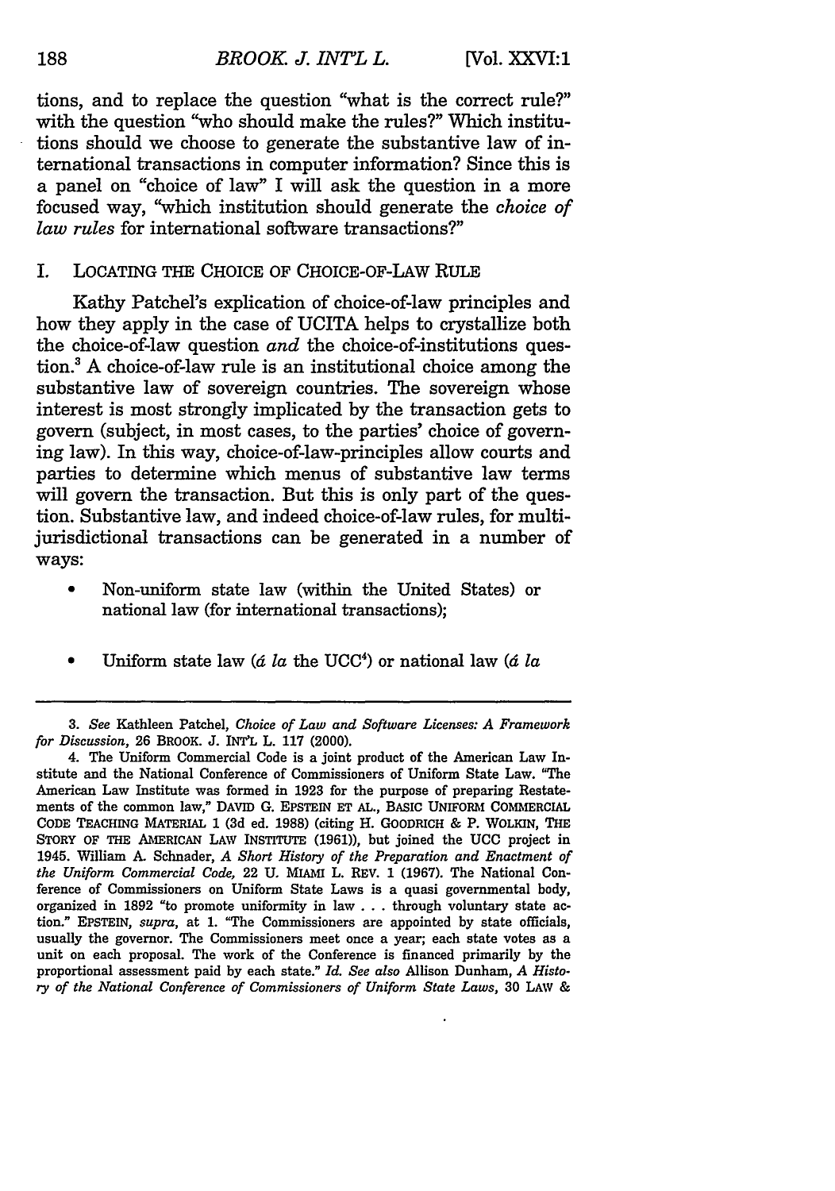tions, and to replace the question "what is the correct rule?" with the question "who should make the rules?" Which institutions should we choose to generate the substantive law of international transactions in computer information? Since this is a panel on "choice of law" I will ask the question in a more focused way, "which institution should generate the *choice of law rules* for international software transactions?"

## I. LOCATING THE CHOICE OF CHOICE-OF-LAW RULE

Kathy Patchel's explication of choice-of-law principles and how they apply in the case of UCITA helps to crystallize both the choice-of-law question *and* the choice-of-institutions question.[3] A choice-of-law rule is an institutional choice among the substantive law of sovereign countries. The sovereign whose interest is most strongly implicated by the transaction gets to govern (subject, in most cases, to the parties' choice of governing law). In this way, choice-of-law-principles allow courts and parties to determine which menus of substantive law terms will govern the transaction. But this is only part of the question. Substantive law, and indeed choice-of-law rules, for multi-jurisdictional transactions can be generated in a number of ways:

- Non-uniform state law (within the United States) or national law (for international transactions);
- Uniform state law (*á la* the UCC[4]) or national law (*á la*

---

3. *See* Kathleen Patchel, *Choice of Law and Software Licenses: A Framework for Discussion*, 26 BROOK. J. INT'L L. 117 (2000).

4. The Uniform Commercial Code is a joint product of the American Law Institute and the National Conference of Commissioners of Uniform State Law. "The American Law Institute was formed in 1923 for the purpose of preparing Restatements of the common law," DAVID G. EPSTEIN ET AL., BASIC UNIFORM COMMERCIAL CODE TEACHING MATERIAL 1 (3d ed. 1988) (citing H. GOODRICH & P. WOLKIN, THE STORY OF THE AMERICAN LAW INSTITUTE (1961)), but joined the UCC project in 1945. William A. Schnader, *A Short History of the Preparation and Enactment of the Uniform Commercial Code*, 22 U. MIAMI L. REV. 1 (1967). The National Conference of Commissioners on Uniform State Laws is a quasi governmental body, organized in 1892 "to promote uniformity in law . . . through voluntary state action." EPSTEIN, *supra*, at 1. "The Commissioners are appointed by state officials, usually the governor. The Commissioners meet once a year; each state votes as a unit on each proposal. The work of the Conference is financed primarily by the proportional assessment paid by each state." *Id. See also* Allison Dunham, *A History of the National Conference of Commissioners of Uniform State Laws*, 30 LAW &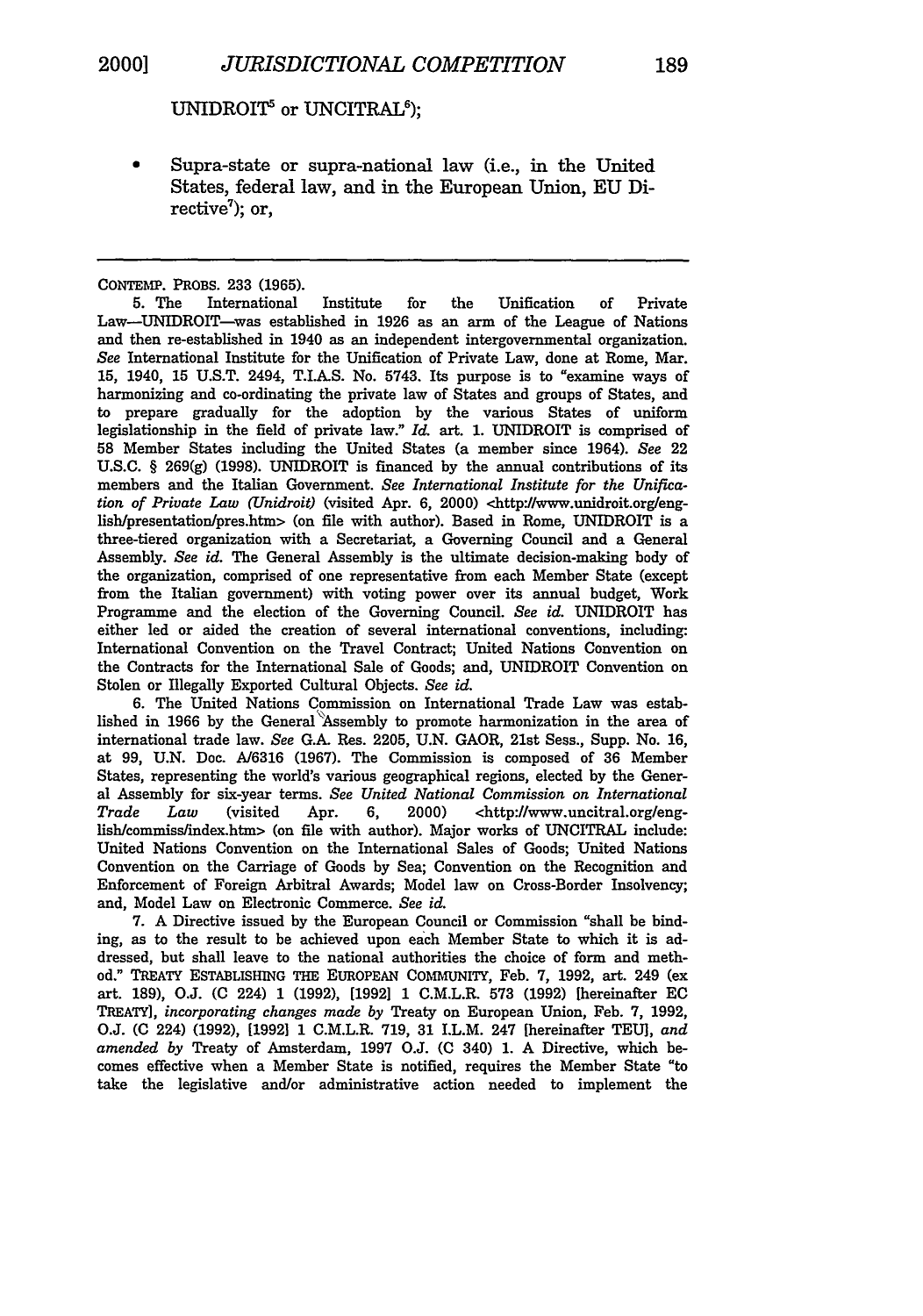UNIDROIT[5] or UNCITRAL[6]);

- Supra-state or supra-national law (i.e., in the United States, federal law, and in the European Union, EU Directive[7]); or,

---

CONTEMP. PROBS. 233 (1965).

5. The International Institute for the Unification of Private Law—UNIDROIT—was established in 1926 as an arm of the League of Nations and then re-established in 1940 as an independent intergovernmental organization. *See* International Institute for the Unification of Private Law, done at Rome, Mar. 15, 1940, 15 U.S.T. 2494, T.I.A.S. No. 5743. Its purpose is to "examine ways of harmonizing and co-ordinating the private law of States and groups of States, and to prepare gradually for the adoption by the various States of uniform legislationship in the field of private law." *Id.* art. 1. UNIDROIT is comprised of 58 Member States including the United States (a member since 1964). *See* 22 U.S.C. § 269(g) (1998). UNIDROIT is financed by the annual contributions of its members and the Italian Government. *See International Institute for the Unification of Private Law (Unidroit)* (visited Apr. 6, 2000) <http://www.unidroit.org/english/presentation/pres.htm> (on file with author). Based in Rome, UNIDROIT is a three-tiered organization with a Secretariat, a Governing Council and a General Assembly. *See id.* The General Assembly is the ultimate decision-making body of the organization, comprised of one representative from each Member State (except from the Italian government) with voting power over its annual budget, Work Programme and the election of the Governing Council. *See id.* UNIDROIT has either led or aided the creation of several international conventions, including: International Convention on the Travel Contract; United Nations Convention on the Contracts for the International Sale of Goods; and, UNIDROIT Convention on Stolen or Illegally Exported Cultural Objects. *See id.*

6. The United Nations Commission on International Trade Law was established in 1966 by the General Assembly to promote harmonization in the area of international trade law. *See* G.A. Res. 2205, U.N. GAOR, 21st Sess., Supp. No. 16, at 99, U.N. Doc. A/6316 (1967). The Commission is composed of 36 Member States, representing the world's various geographical regions, elected by the General Assembly for six-year terms. *See United National Commission on International Trade Law* (visited Apr. 6, 2000) <http://www.uncitral.org/english/commiss/index.htm> (on file with author). Major works of UNCITRAL include: United Nations Convention on the International Sales of Goods; United Nations Convention on the Carriage of Goods by Sea; Convention on the Recognition and Enforcement of Foreign Arbitral Awards; Model law on Cross-Border Insolvency; and, Model Law on Electronic Commerce. *See id.*

7. A Directive issued by the European Council or Commission "shall be binding, as to the result to be achieved upon each Member State to which it is addressed, but shall leave to the national authorities the choice of form and method." TREATY ESTABLISHING THE EUROPEAN COMMUNITY, Feb. 7, 1992, art. 249 (ex art. 189), O.J. (C 224) 1 (1992), [1992] 1 C.M.L.R. 573 (1992) [hereinafter EC TREATY], *incorporating changes made by* Treaty on European Union, Feb. 7, 1992, O.J. (C 224) (1992), [1992] 1 C.M.L.R. 719, 31 I.L.M. 247 [hereinafter TEU], *and amended by* Treaty of Amsterdam, 1997 O.J. (C 340) 1. A Directive, which becomes effective when a Member State is notified, requires the Member State "to take the legislative and/or administrative action needed to implement the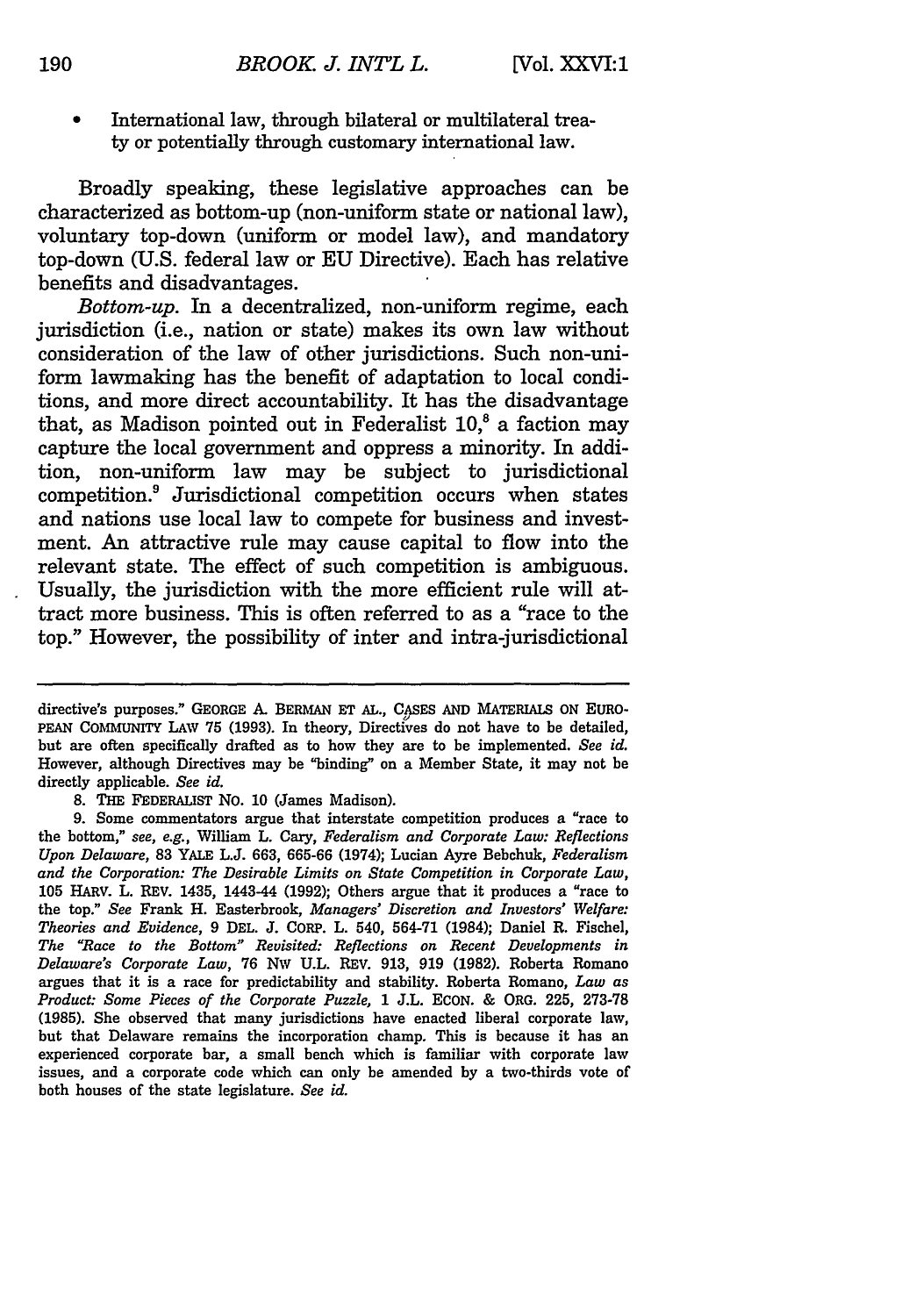- International law, through bilateral or multilateral treaty or potentially through customary international law.

Broadly speaking, these legislative approaches can be characterized as bottom-up (non-uniform state or national law), voluntary top-down (uniform or model law), and mandatory top-down (U.S. federal law or EU Directive). Each has relative benefits and disadvantages.

*Bottom-up.* In a decentralized, non-uniform regime, each jurisdiction (i.e., nation or state) makes its own law without consideration of the law of other jurisdictions. Such non-uniform lawmaking has the benefit of adaptation to local conditions, and more direct accountability. It has the disadvantage that, as Madison pointed out in Federalist 10,[8] a faction may capture the local government and oppress a minority. In addition, non-uniform law may be subject to jurisdictional competition.[9] Jurisdictional competition occurs when states and nations use local law to compete for business and investment. An attractive rule may cause capital to flow into the relevant state. The effect of such competition is ambiguous. Usually, the jurisdiction with the more efficient rule will attract more business. This is often referred to as a "race to the top." However, the possibility of inter and intra-jurisdictional

---

directive's purposes." GEORGE A. BERMAN ET AL., CASES AND MATERIALS ON EUROPEAN COMMUNITY LAW 75 (1993). In theory, Directives do not have to be detailed, but are often specifically drafted as to how they are to be implemented. *See id.* However, although Directives may be "binding" on a Member State, it may not be directly applicable. *See id.*

8. THE FEDERALIST NO. 10 (James Madison).

9. Some commentators argue that interstate competition produces a "race to the bottom," *see, e.g.*, William L. Cary, *Federalism and Corporate Law: Reflections Upon Delaware*, 83 YALE L.J. 663, 665-66 (1974); Lucian Ayre Bebchuk, *Federalism and the Corporation: The Desirable Limits on State Competition in Corporate Law*, 105 HARV. L. REV. 1435, 1443-44 (1992); Others argue that it produces a "race to the top." *See* Frank H. Easterbrook, *Managers' Discretion and Investors' Welfare: Theories and Evidence*, 9 DEL. J. CORP. L. 540, 564-71 (1984); Daniel R. Fischel, *The "Race to the Bottom" Revisited: Reflections on Recent Developments in Delaware's Corporate Law*, 76 NW U.L. REV. 913, 919 (1982). Roberta Romano argues that it is a race for predictability and stability. Roberta Romano, *Law as Product: Some Pieces of the Corporate Puzzle*, 1 J.L. ECON. & ORG. 225, 273-78 (1985). She observed that many jurisdictions have enacted liberal corporate law, but that Delaware remains the incorporation champ. This is because it has an experienced corporate bar, a small bench which is familiar with corporate law issues, and a corporate code which can only be amended by a two-thirds vote of both houses of the state legislature. *See id.*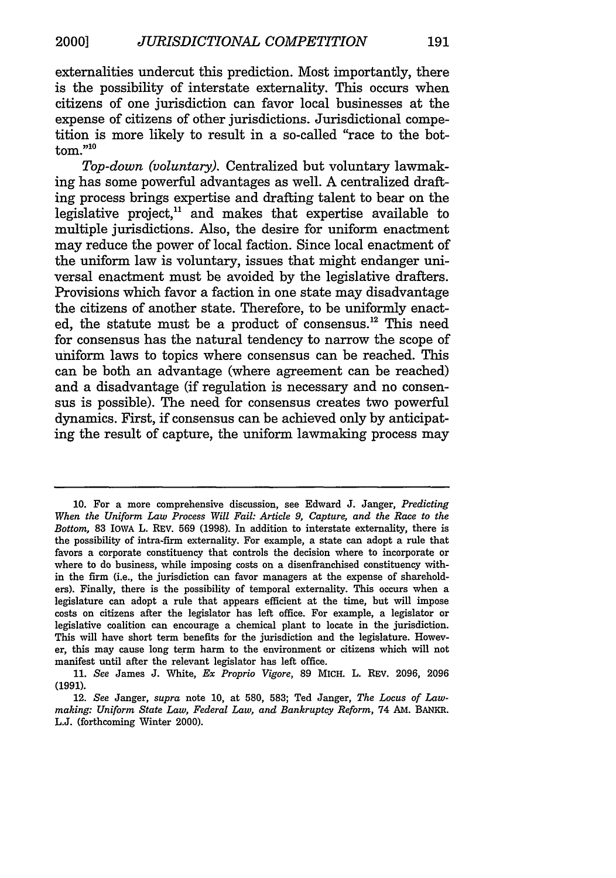externalities undercut this prediction. Most importantly, there is the possibility of interstate externality. This occurs when citizens of one jurisdiction can favor local businesses at the expense of citizens of other jurisdictions. Jurisdictional competition is more likely to result in a so-called "race to the bottom."[10]

*Top-down (voluntary).* Centralized but voluntary lawmaking has some powerful advantages as well. A centralized drafting process brings expertise and drafting talent to bear on the legislative project,[11] and makes that expertise available to multiple jurisdictions. Also, the desire for uniform enactment may reduce the power of local faction. Since local enactment of the uniform law is voluntary, issues that might endanger universal enactment must be avoided by the legislative drafters. Provisions which favor a faction in one state may disadvantage the citizens of another state. Therefore, to be uniformly enacted, the statute must be a product of consensus.[12] This need for consensus has the natural tendency to narrow the scope of uniform laws to topics where consensus can be reached. This can be both an advantage (where agreement can be reached) and a disadvantage (if regulation is necessary and no consensus is possible). The need for consensus creates two powerful dynamics. First, if consensus can be achieved only by anticipating the result of capture, the uniform lawmaking process may

---

10. For a more comprehensive discussion, see Edward J. Janger, *Predicting When the Uniform Law Process Will Fail: Article 9, Capture, and the Race to the Bottom*, 83 IOWA L. REV. 569 (1998). In addition to interstate externality, there is the possibility of intra-firm externality. For example, a state can adopt a rule that favors a corporate constituency that controls the decision where to incorporate or where to do business, while imposing costs on a disenfranchised constituency within the firm (i.e., the jurisdiction can favor managers at the expense of shareholders). Finally, there is the possibility of temporal externality. This occurs when a legislature can adopt a rule that appears efficient at the time, but will impose costs on citizens after the legislator has left office. For example, a legislator or legislative coalition can encourage a chemical plant to locate in the jurisdiction. This will have short term benefits for the jurisdiction and the legislature. However, this may cause long term harm to the environment or citizens which will not manifest until after the relevant legislator has left office.

11. *See* James J. White, *Ex Proprio Vigore*, 89 MICH. L. REV. 2096, 2096 (1991).

12. *See* Janger, *supra* note 10, at 580, 583; Ted Janger, *The Locus of Lawmaking: Uniform State Law, Federal Law, and Bankruptcy Reform*, 74 AM. BANKR. L.J. (forthcoming Winter 2000).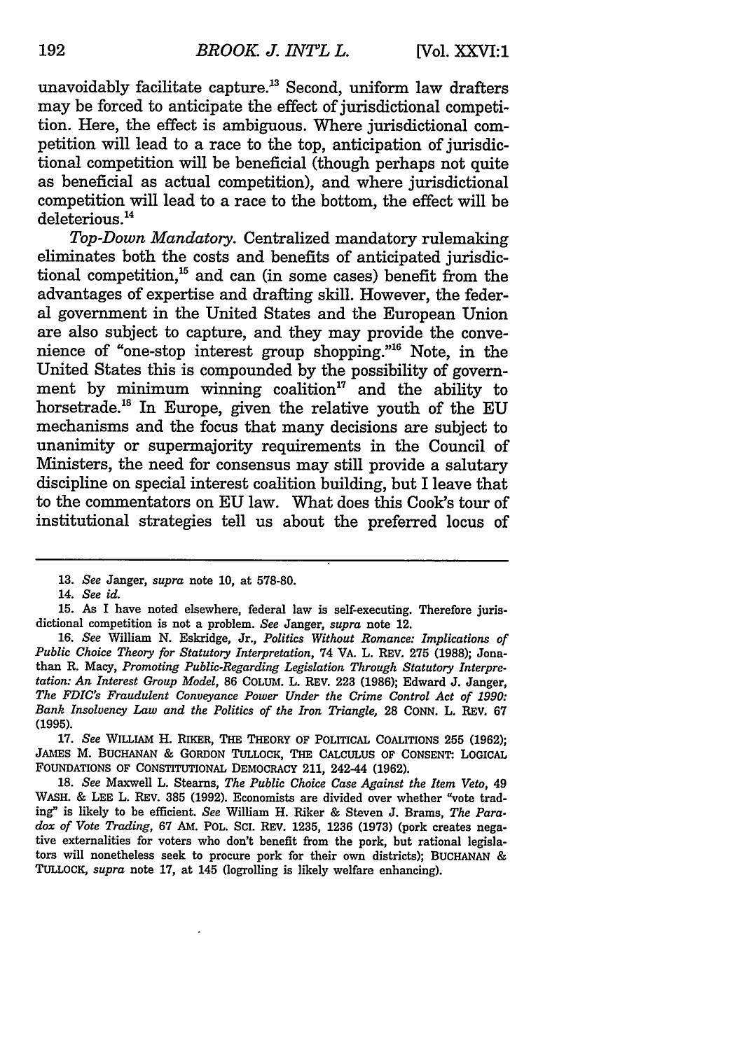unavoidably facilitate capture.[13] Second, uniform law drafters may be forced to anticipate the effect of jurisdictional competition. Here, the effect is ambiguous. Where jurisdictional competition will lead to a race to the top, anticipation of jurisdictional competition will be beneficial (though perhaps not quite as beneficial as actual competition), and where jurisdictional competition will lead to a race to the bottom, the effect will be deleterious.[14]

*Top-Down Mandatory.* Centralized mandatory rulemaking eliminates both the costs and benefits of anticipated jurisdictional competition,[15] and can (in some cases) benefit from the advantages of expertise and drafting skill. However, the federal government in the United States and the European Union are also subject to capture, and they may provide the convenience of "one-stop interest group shopping."[16] Note, in the United States this is compounded by the possibility of government by minimum winning coalition[17] and the ability to horsetrade.[18] In Europe, given the relative youth of the EU mechanisms and the focus that many decisions are subject to unanimity or supermajority requirements in the Council of Ministers, the need for consensus may still provide a salutary discipline on special interest coalition building, but I leave that to the commentators on EU law. What does this Cook's tour of institutional strategies tell us about the preferred locus of

---

13. *See* Janger, *supra* note 10, at 578-80.

14. *See id.*

15. As I have noted elsewhere, federal law is self-executing. Therefore jurisdictional competition is not a problem. *See* Janger, *supra* note 12.

16. *See* William N. Eskridge, Jr., *Politics Without Romance: Implications of Public Choice Theory for Statutory Interpretation*, 74 VA. L. REV. 275 (1988); Jonathan R. Macy, *Promoting Public-Regarding Legislation Through Statutory Interpretation: An Interest Group Model*, 86 COLUM. L. REV. 223 (1986); Edward J. Janger, *The FDIC's Fraudulent Conveyance Power Under the Crime Control Act of 1990: Bank Insolvency Law and the Politics of the Iron Triangle*, 28 CONN. L. REV. 67 (1995).

17. *See* WILLIAM H. RIKER, THE THEORY OF POLITICAL COALITIONS 255 (1962); JAMES M. BUCHANAN & GORDON TULLOCK, THE CALCULUS OF CONSENT: LOGICAL FOUNDATIONS OF CONSTITUTIONAL DEMOCRACY 211, 242-44 (1962).

18. *See* Maxwell L. Stearns, *The Public Choice Case Against the Item Veto*, 49 WASH. & LEE L. REV. 385 (1992). Economists are divided over whether "vote trading" is likely to be efficient. *See* William H. Riker & Steven J. Brams, *The Paradox of Vote Trading*, 67 AM. POL. SCI. REV. 1235, 1236 (1973) (pork creates negative externalities for voters who don't benefit from the pork, but rational legislators will nonetheless seek to procure pork for their own districts); BUCHANAN & TULLOCK, *supra* note 17, at 145 (logrolling is likely welfare enhancing).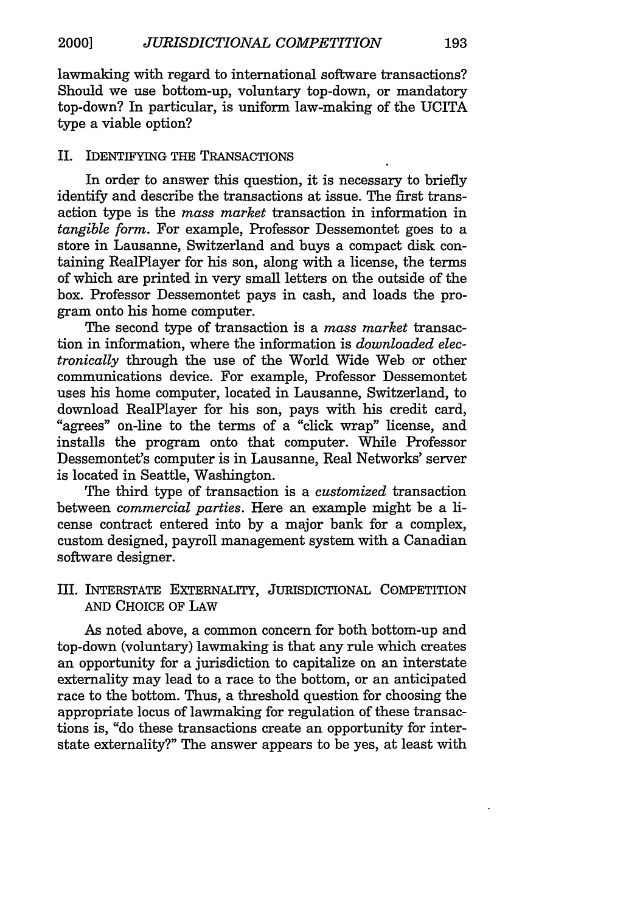lawmaking with regard to international software transactions? Should we use bottom-up, voluntary top-down, or mandatory top-down? In particular, is uniform law-making of the UCITA type a viable option?

## II. IDENTIFYING THE TRANSACTIONS

In order to answer this question, it is necessary to briefly identify and describe the transactions at issue. The first transaction type is the *mass market* transaction in information in *tangible form*. For example, Professor Dessemontet goes to a store in Lausanne, Switzerland and buys a compact disk containing RealPlayer for his son, along with a license, the terms of which are printed in very small letters on the outside of the box. Professor Dessemontet pays in cash, and loads the program onto his home computer.

The second type of transaction is a *mass market* transaction in information, where the information is *downloaded electronically* through the use of the World Wide Web or other communications device. For example, Professor Dessemontet uses his home computer, located in Lausanne, Switzerland, to download RealPlayer for his son, pays with his credit card, "agrees" on-line to the terms of a "click wrap" license, and installs the program onto that computer. While Professor Dessemontet's computer is in Lausanne, Real Networks' server is located in Seattle, Washington.

The third type of transaction is a *customized* transaction between *commercial parties*. Here an example might be a license contract entered into by a major bank for a complex, custom designed, payroll management system with a Canadian software designer.

## III. INTERSTATE EXTERNALITY, JURISDICTIONAL COMPETITION AND CHOICE OF LAW

As noted above, a common concern for both bottom-up and top-down (voluntary) lawmaking is that any rule which creates an opportunity for a jurisdiction to capitalize on an interstate externality may lead to a race to the bottom, or an anticipated race to the bottom. Thus, a threshold question for choosing the appropriate locus of lawmaking for regulation of these transactions is, "do these transactions create an opportunity for interstate externality?" The answer appears to be yes, at least with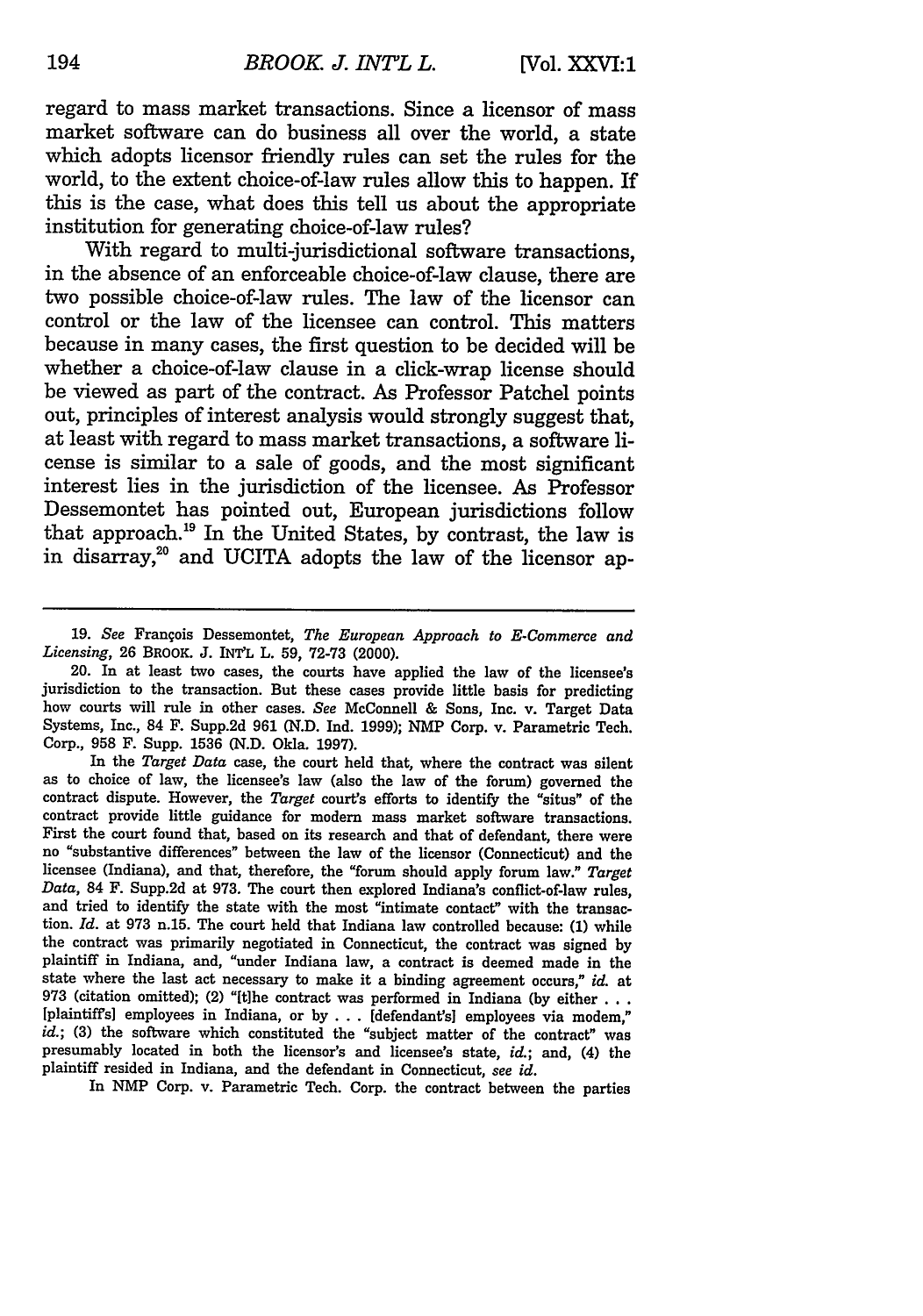regard to mass market transactions. Since a licensor of mass market software can do business all over the world, a state which adopts licensor friendly rules can set the rules for the world, to the extent choice-of-law rules allow this to happen. If this is the case, what does this tell us about the appropriate institution for generating choice-of-law rules?

With regard to multi-jurisdictional software transactions, in the absence of an enforceable choice-of-law clause, there are two possible choice-of-law rules. The law of the licensor can control or the law of the licensee can control. This matters because in many cases, the first question to be decided will be whether a choice-of-law clause in a click-wrap license should be viewed as part of the contract. As Professor Patchel points out, principles of interest analysis would strongly suggest that, at least with regard to mass market transactions, a software license is similar to a sale of goods, and the most significant interest lies in the jurisdiction of the licensee. As Professor Dessemontet has pointed out, European jurisdictions follow that approach.[19] In the United States, by contrast, the law is in disarray,[20] and UCITA adopts the law of the licensor ap-

---

19. *See* François Dessemontet, *The European Approach to E-Commerce and Licensing*, 26 BROOK. J. INT'L L. 59, 72-73 (2000).

20. In at least two cases, the courts have applied the law of the licensee's jurisdiction to the transaction. But these cases provide little basis for predicting how courts will rule in other cases. *See* McConnell & Sons, Inc. v. Target Data Systems, Inc., 84 F. Supp.2d 961 (N.D. Ind. 1999); NMP Corp. v. Parametric Tech. Corp., 958 F. Supp. 1536 (N.D. Okla. 1997).

In the *Target Data* case, the court held that, where the contract was silent as to choice of law, the licensee's law (also the law of the forum) governed the contract dispute. However, the *Target* court's efforts to identify the "situs" of the contract provide little guidance for modern mass market software transactions. First the court found that, based on its research and that of defendant, there were no "substantive differences" between the law of the licensor (Connecticut) and the licensee (Indiana), and that, therefore, the "forum should apply forum law." *Target Data*, 84 F. Supp.2d at 973. The court then explored Indiana's conflict-of-law rules, and tried to identify the state with the most "intimate contact" with the transaction. *Id.* at 973 n.15. The court held that Indiana law controlled because: (1) while the contract was primarily negotiated in Connecticut, the contract was signed by plaintiff in Indiana, and, "under Indiana law, a contract is deemed made in the state where the last act necessary to make it a binding agreement occurs," *id.* at 973 (citation omitted); (2) "[t]he contract was performed in Indiana (by either . . . [plaintiff's] employees in Indiana, or by . . . [defendant's] employees via modem," *id.*; (3) the software which constituted the "subject matter of the contract" was presumably located in both the licensor's and licensee's state, *id.*; and, (4) the plaintiff resided in Indiana, and the defendant in Connecticut, *see id.*

In NMP Corp. v. Parametric Tech. Corp. the contract between the parties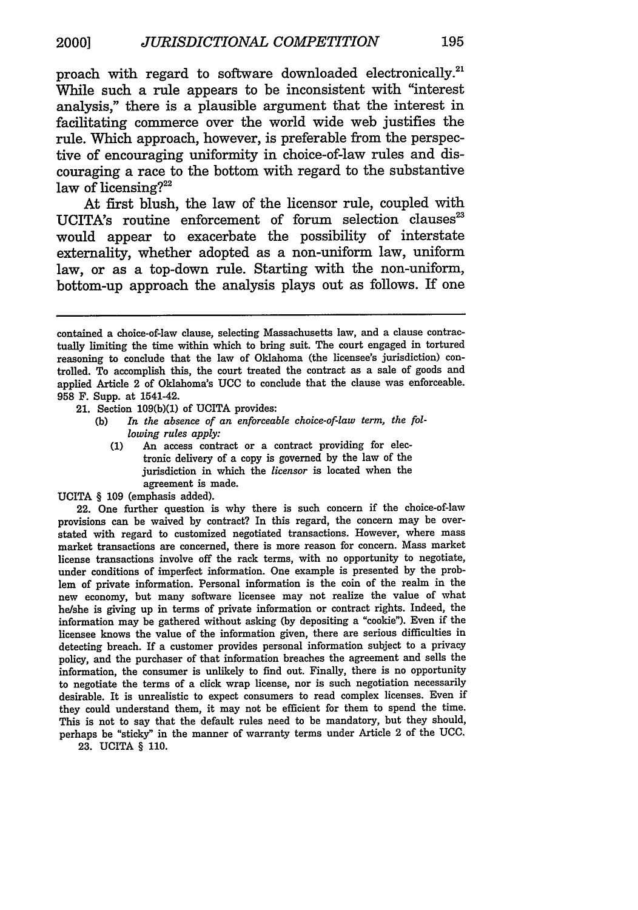proach with regard to software downloaded electronically.[21] While such a rule appears to be inconsistent with "interest analysis," there is a plausible argument that the interest in facilitating commerce over the world wide web justifies the rule. Which approach, however, is preferable from the perspective of encouraging uniformity in choice-of-law rules and discouraging a race to the bottom with regard to the substantive law of licensing?[22]

At first blush, the law of the licensor rule, coupled with UCITA's routine enforcement of forum selection clauses[23] would appear to exacerbate the possibility of interstate externality, whether adopted as a non-uniform law, uniform law, or as a top-down rule. Starting with the non-uniform, bottom-up approach the analysis plays out as follows. If one

---

contained a choice-of-law clause, selecting Massachusetts law, and a clause contractually limiting the time within which to bring suit. The court engaged in tortured reasoning to conclude that the law of Oklahoma (the licensee's jurisdiction) controlled. To accomplish this, the court treated the contract as a sale of goods and applied Article 2 of Oklahoma's UCC to conclude that the clause was enforceable. 958 F. Supp. at 1541-42.

21. Section 109(b)(1) of UCITA provides:

> (b) *In the absence of an enforceable choice-of-law term, the following rules apply:*
>
> (1) An access contract or a contract providing for electronic delivery of a copy is governed by the law of the jurisdiction in which the *licensor* is located when the agreement is made.

UCITA § 109 (emphasis added).

22. One further question is why there is such concern if the choice-of-law provisions can be waived by contract? In this regard, the concern may be overstated with regard to customized negotiated transactions. However, where mass market transactions are concerned, there is more reason for concern. Mass market license transactions involve off the rack terms, with no opportunity to negotiate, under conditions of imperfect information. One example is presented by the problem of private information. Personal information is the coin of the realm in the new economy, but many software licensee may not realize the value of what he/she is giving up in terms of private information or contract rights. Indeed, the information may be gathered without asking (by depositing a "cookie"). Even if the licensee knows the value of the information given, there are serious difficulties in detecting breach. If a customer provides personal information subject to a privacy policy, and the purchaser of that information breaches the agreement and sells the information, the consumer is unlikely to find out. Finally, there is no opportunity to negotiate the terms of a click wrap license, nor is such negotiation necessarily desirable. It is unrealistic to expect consumers to read complex licenses. Even if they could understand them, it may not be efficient for them to spend the time. This is not to say that the default rules need to be mandatory, but they should, perhaps be "sticky" in the manner of warranty terms under Article 2 of the UCC.

23. UCITA § 110.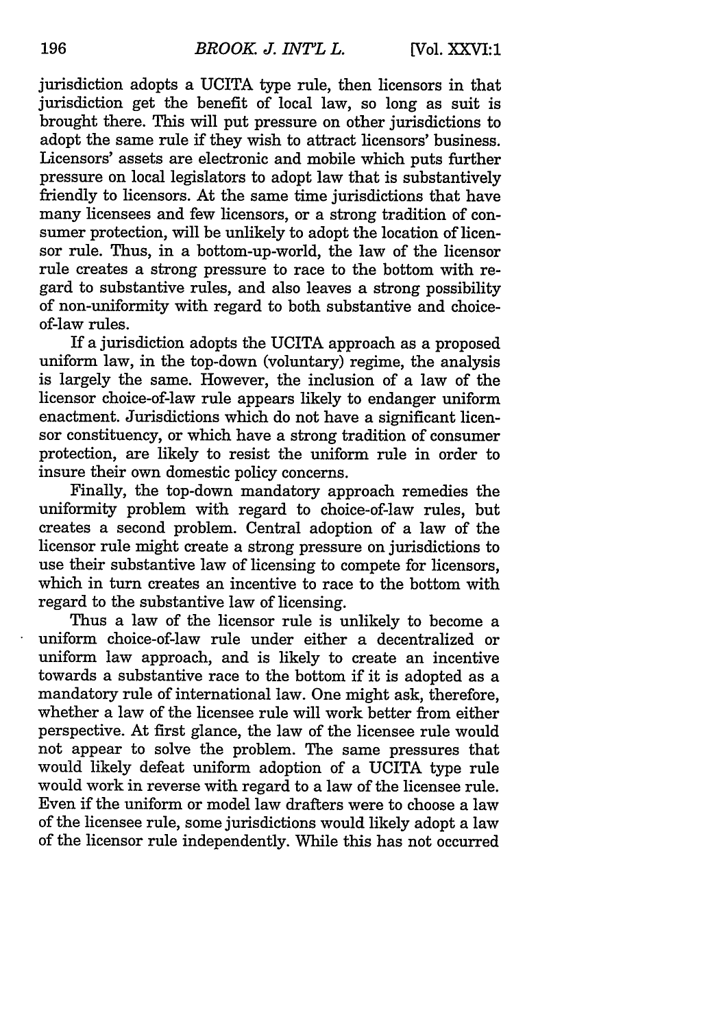jurisdiction adopts a UCITA type rule, then licensors in that jurisdiction get the benefit of local law, so long as suit is brought there. This will put pressure on other jurisdictions to adopt the same rule if they wish to attract licensors' business. Licensors' assets are electronic and mobile which puts further pressure on local legislators to adopt law that is substantively friendly to licensors. At the same time jurisdictions that have many licensees and few licensors, or a strong tradition of consumer protection, will be unlikely to adopt the location of licensor rule. Thus, in a bottom-up-world, the law of the licensor rule creates a strong pressure to race to the bottom with regard to substantive rules, and also leaves a strong possibility of non-uniformity with regard to both substantive and choice-of-law rules.

If a jurisdiction adopts the UCITA approach as a proposed uniform law, in the top-down (voluntary) regime, the analysis is largely the same. However, the inclusion of a law of the licensor choice-of-law rule appears likely to endanger uniform enactment. Jurisdictions which do not have a significant licensor constituency, or which have a strong tradition of consumer protection, are likely to resist the uniform rule in order to insure their own domestic policy concerns.

Finally, the top-down mandatory approach remedies the uniformity problem with regard to choice-of-law rules, but creates a second problem. Central adoption of a law of the licensor rule might create a strong pressure on jurisdictions to use their substantive law of licensing to compete for licensors, which in turn creates an incentive to race to the bottom with regard to the substantive law of licensing.

Thus a law of the licensor rule is unlikely to become a uniform choice-of-law rule under either a decentralized or uniform law approach, and is likely to create an incentive towards a substantive race to the bottom if it is adopted as a mandatory rule of international law. One might ask, therefore, whether a law of the licensee rule will work better from either perspective. At first glance, the law of the licensee rule would not appear to solve the problem. The same pressures that would likely defeat uniform adoption of a UCITA type rule would work in reverse with regard to a law of the licensee rule. Even if the uniform or model law drafters were to choose a law of the licensee rule, some jurisdictions would likely adopt a law of the licensor rule independently. While this has not occurred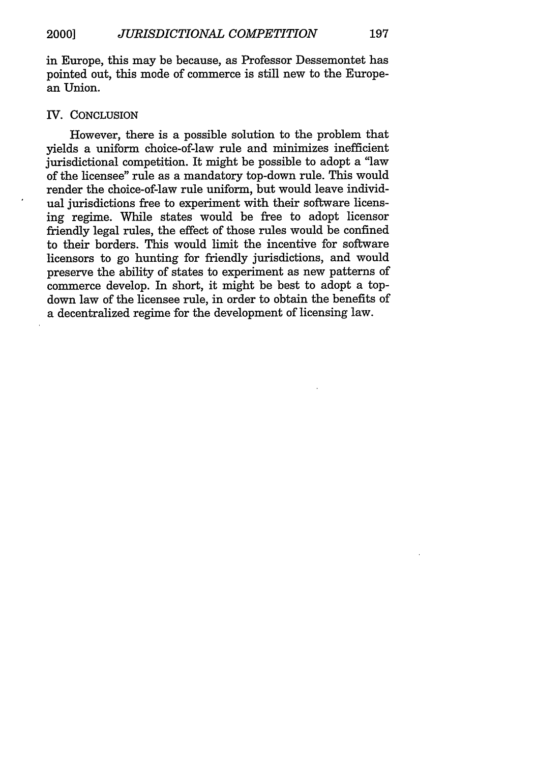in Europe, this may be because, as Professor Dessemontet has pointed out, this mode of commerce is still new to the European Union.

## IV. Conclusion

However, there is a possible solution to the problem that yields a uniform choice-of-law rule and minimizes inefficient jurisdictional competition. It might be possible to adopt a "law of the licensee" rule as a mandatory top-down rule. This would render the choice-of-law rule uniform, but would leave individual jurisdictions free to experiment with their software licensing regime. While states would be free to adopt licensor friendly legal rules, the effect of those rules would be confined to their borders. This would limit the incentive for software licensors to go hunting for friendly jurisdictions, and would preserve the ability of states to experiment as new patterns of commerce develop. In short, it might be best to adopt a top-down law of the licensee rule, in order to obtain the benefits of a decentralized regime for the development of licensing law.